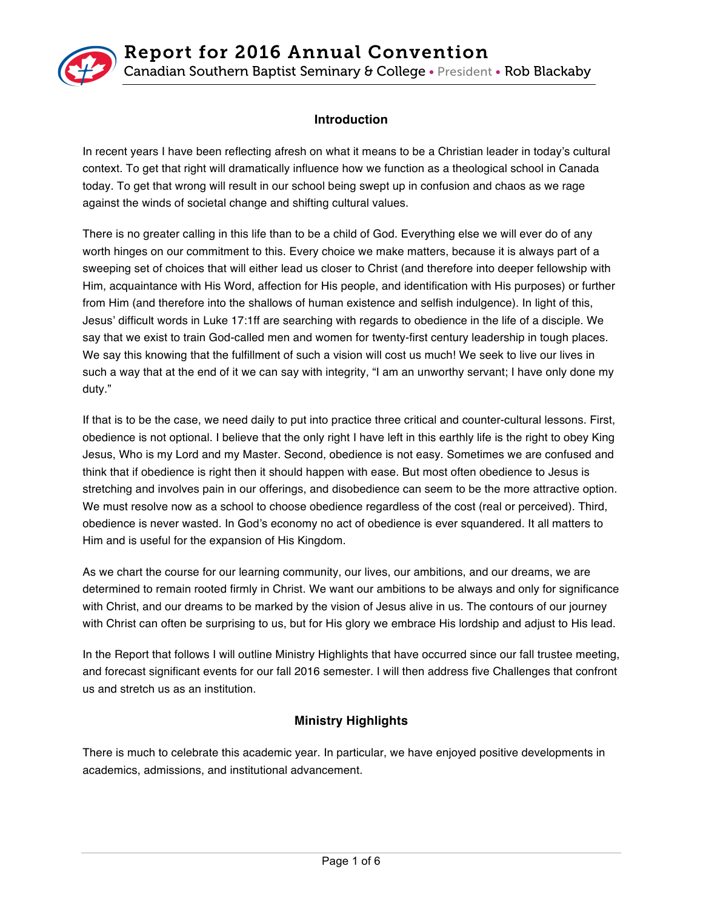# Report for 2016 Annual Convention

Canadian Southern Baptist Seminary & College • President • Rob Blackaby

## Introduction

In recent years I have been reflecting afresh on what it means to be a Christian leader in today's cultural context. To get that right will dramatically influence how we function as a theological school in Canada today. To get that wrong will result in our school being swept up in confusion and chaos as we rage against the winds of societal change and shifting cultural values.

There is no greater calling in this life than to be a child of God. Everything else we will ever do of any worth hinges on our commitment to this. Every choice we make matters, because it is always part of a sweeping set of choices that will either lead us closer to Christ (and therefore into deeper fellowship with Him, acquaintance with His Word, affection for His people, and identification with His purposes) or further from Him (and therefore into the shallows of human existence and selfish indulgence). In light of this, Jesus' difficult words in Luke 17:1ff are searching with regards to obedience in the life of a disciple. We say that we exist to train God-called men and women for twenty-first century leadership in tough places. We say this knowing that the fulfillment of such a vision will cost us much! We seek to live our lives in such a way that at the end of it we can say with integrity, "I am an unworthy servant; I have only done my duty."

If that is to be the case, we need daily to put into practice three critical and counter-cultural lessons. First, obedience is not optional. I believe that the only right I have left in this earthly life is the right to obey King Jesus, Who is my Lord and my Master. Second, obedience is not easy. Sometimes we are confused and think that if obedience is right then it should happen with ease. But most often obedience to Jesus is stretching and involves pain in our offerings, and disobedience can seem to be the more attractive option. We must resolve now as a school to choose obedience regardless of the cost (real or perceived). Third, obedience is never wasted. In God's economy no act of obedience is ever squandered. It all matters to Him and is useful for the expansion of His Kingdom.

As we chart the course for our learning community, our lives, our ambitions, and our dreams, we are determined to remain rooted firmly in Christ. We want our ambitions to be always and only for significance with Christ, and our dreams to be marked by the vision of Jesus alive in us. The contours of our journey with Christ can often be surprising to us, but for His glory we embrace His lordship and adjust to His lead.

In the Report that follows I will outline Ministry Highlights that have occurred since our fall trustee meeting, and forecast significant events for our fall 2016 semester. I will then address five Challenges that confront us and stretch us as an institution.

## Ministry Highlights

There is much to celebrate this academic year. In particular, we have enjoyed positive developments in academics, admissions, and institutional advancement.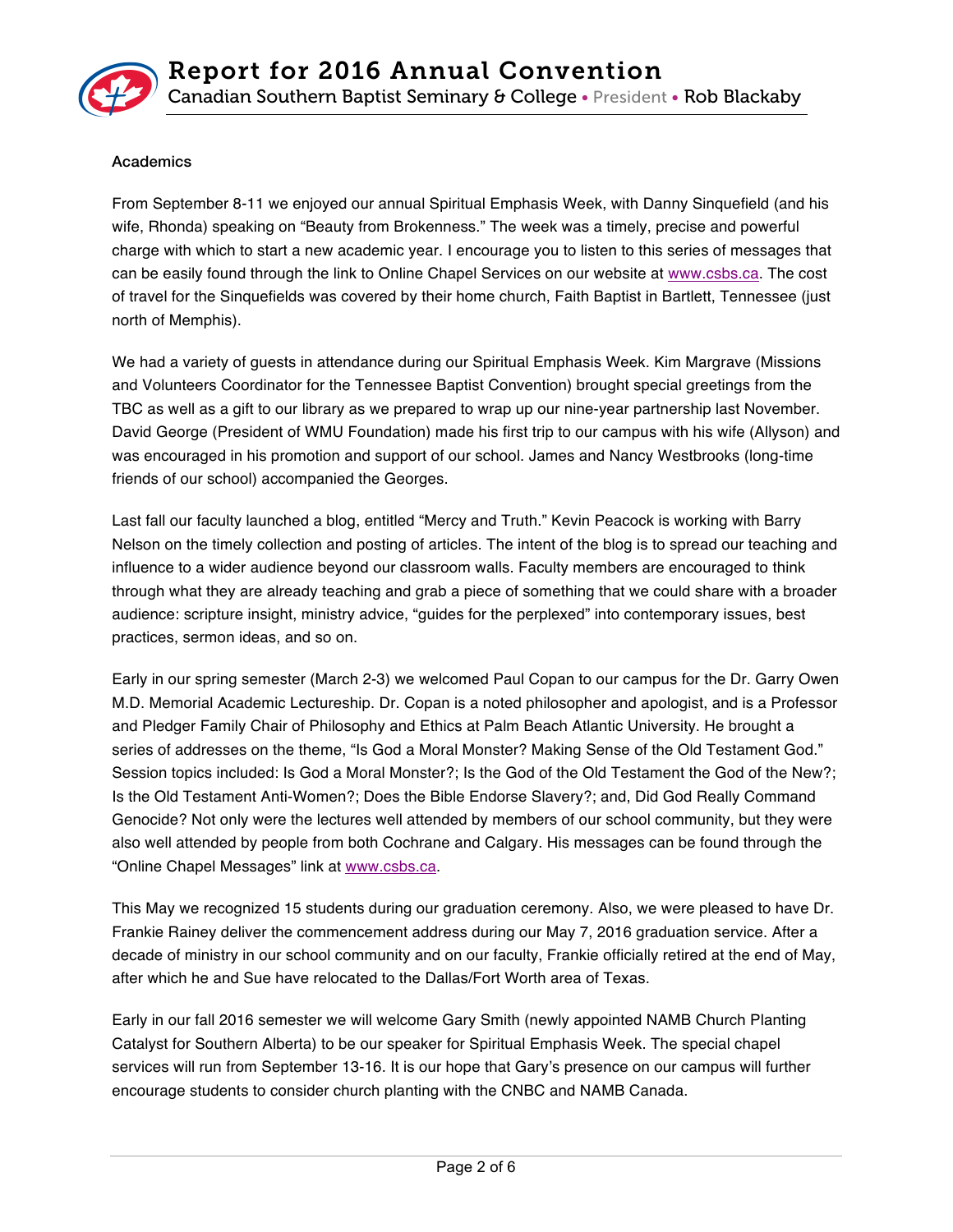## Academics

From September 8-11 we enjoyed our annual Spiritual Emphasis Week, with Danny Sinquefield (and his wife, Rhonda) speaking on "Beauty from Brokenness." The week was a timely, precise and powerful charge with which to start a new academic year. I encourage you to listen to this series of messages that can be easily found through the link to Online Chapel Services on our website at www.csbs.ca. The cost of travel for the Sinquefields was covered by their home church, Faith Baptist in Bartlett, Tennessee (just north of Memphis).

We had a variety of guests in attendance during our Spiritual Emphasis Week. Kim Margrave (Missions and Volunteers Coordinator for the Tennessee Baptist Convention) brought special greetings from the TBC as well as a gift to our library as we prepared to wrap up our nine-year partnership last November. David George (President of WMU Foundation) made his first trip to our campus with his wife (Allyson) and was encouraged in his promotion and support of our school. James and Nancy Westbrooks (long-time friends of our school) accompanied the Georges.

Last fall our faculty launched a blog, entitled "Mercy and Truth." Kevin Peacock is working with Barry Nelson on the timely collection and posting of articles. The intent of the blog is to spread our teaching and influence to a wider audience beyond our classroom walls. Faculty members are encouraged to think through what they are already teaching and grab a piece of something that we could share with a broader audience: scripture insight, ministry advice, "guides for the perplexed" into contemporary issues, best practices, sermon ideas, and so on.

Early in our spring semester (March 2-3) we welcomed Paul Copan to our campus for the Dr. Garry Owen M.D. Memorial Academic Lectureship. Dr. Copan is a noted philosopher and apologist, and is a Professor and Pledger Family Chair of Philosophy and Ethics at Palm Beach Atlantic University. He brought a series of addresses on the theme, "Is God a Moral Monster? Making Sense of the Old Testament God." Session topics included: Is God a Moral Monster?; Is the God of the Old Testament the God of the New?; Is the Old Testament Anti-Women?; Does the Bible Endorse Slavery?; and, Did God Really Command Genocide? Not only were the lectures well attended by members of our school community, but they were also well attended by people from both Cochrane and Calgary. His messages can be found through the "Online Chapel Messages" link at www.csbs.ca.

This May we recognized 15 students during our graduation ceremony. Also, we were pleased to have Dr. Frankie Rainey deliver the commencement address during our May 7, 2016 graduation service. After a decade of ministry in our school community and on our faculty, Frankie officially retired at the end of May, after which he and Sue have relocated to the Dallas/Fort Worth area of Texas.

Early in our fall 2016 semester we will welcome Gary Smith (newly appointed NAMB Church Planting Catalyst for Southern Alberta) to be our speaker for Spiritual Emphasis Week. The special chapel services will run from September 13-16. It is our hope that Gary's presence on our campus will further encourage students to consider church planting with the CNBC and NAMB Canada.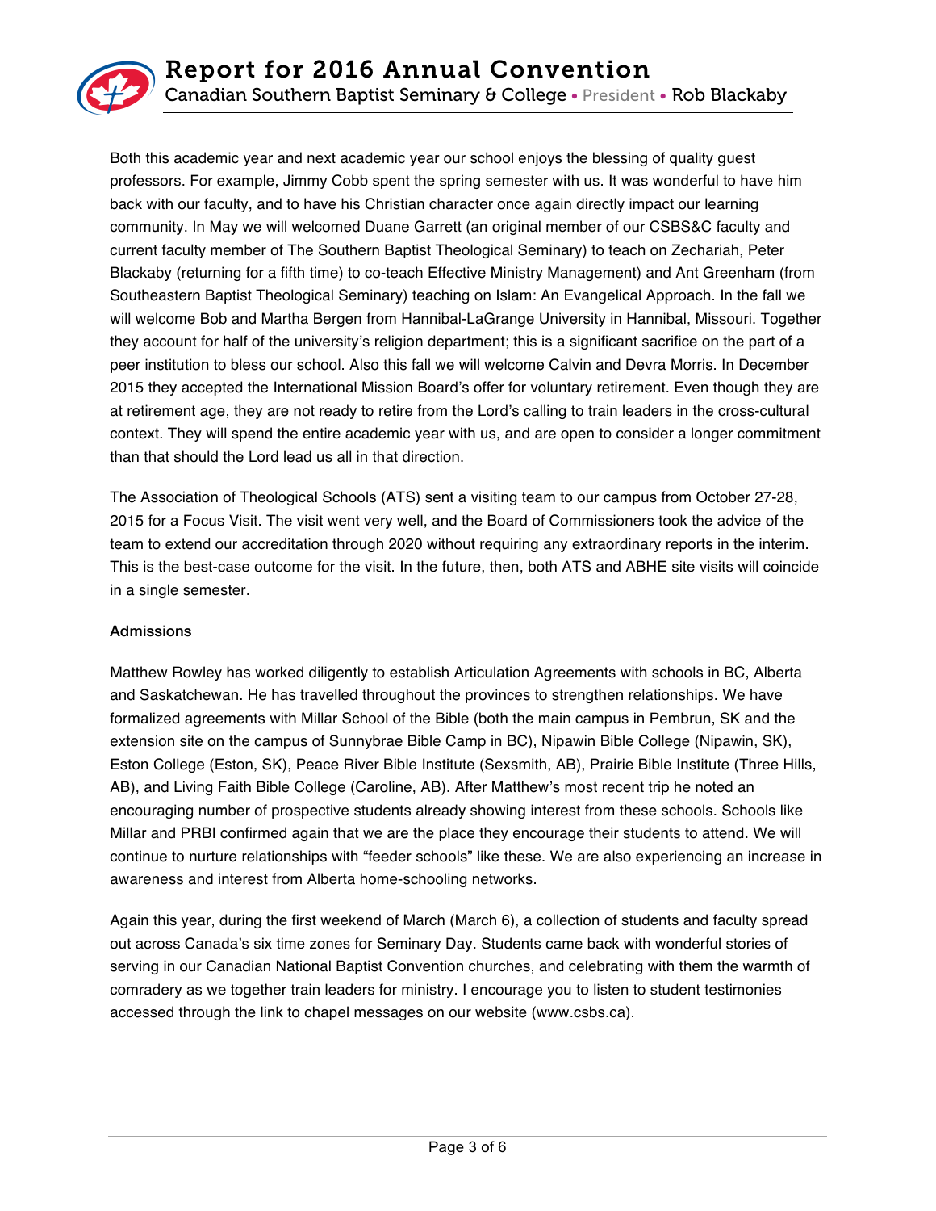Both this academic year and next academic year our school enjoys the blessing of quality guest professors. For example, Jimmy Cobb spent the spring semester with us. It was wonderful to have him back with our faculty, and to have his Christian character once again directly impact our learning community. In May we will welcomed Duane Garrett (an original member of our CSBS&C faculty and current faculty member of The Southern Baptist Theological Seminary) to teach on Zechariah, Peter Blackaby (returning for a fifth time) to co-teach Effective Ministry Management) and Ant Greenham (from Southeastern Baptist Theological Seminary) teaching on Islam: An Evangelical Approach. In the fall we will welcome Bob and Martha Bergen from Hannibal-LaGrange University in Hannibal, Missouri. Together they account for half of the university's religion department; this is a significant sacrifice on the part of a peer institution to bless our school. Also this fall we will welcome Calvin and Devra Morris. In December 2015 they accepted the International Mission Board's offer for voluntary retirement. Even though they are at retirement age, they are not ready to retire from the Lord's calling to train leaders in the cross-cultural context. They will spend the entire academic year with us, and are open to consider a longer commitment than that should the Lord lead us all in that direction.

The Association of Theological Schools (ATS) sent a visiting team to our campus from October 27-28, 2015 for a Focus Visit. The visit went very well, and the Board of Commissioners took the advice of the team to extend our accreditation through 2020 without requiring any extraordinary reports in the interim. This is the best-case outcome for the visit. In the future, then, both ATS and ABHE site visits will coincide in a single semester.

### Admissions

Matthew Rowley has worked diligently to establish Articulation Agreements with schools in BC, Alberta and Saskatchewan. He has travelled throughout the provinces to strengthen relationships. We have formalized agreements with Millar School of the Bible (both the main campus in Pembrun, SK and the extension site on the campus of Sunnybrae Bible Camp in BC), Nipawin Bible College (Nipawin, SK), Eston College (Eston, SK), Peace River Bible Institute (Sexsmith, AB), Prairie Bible Institute (Three Hills, AB), and Living Faith Bible College (Caroline, AB). After Matthew's most recent trip he noted an encouraging number of prospective students already showing interest from these schools. Schools like Millar and PRBI confirmed again that we are the place they encourage their students to attend. We will continue to nurture relationships with "feeder schools" like these. We are also experiencing an increase in awareness and interest from Alberta home-schooling networks.

Again this year, during the first weekend of March (March 6), a collection of students and faculty spread out across Canada's six time zones for Seminary Day. Students came back with wonderful stories of serving in our Canadian National Baptist Convention churches, and celebrating with them the warmth of comradery as we together train leaders for ministry. I encourage you to listen to student testimonies accessed through the link to chapel messages on our website (www.csbs.ca).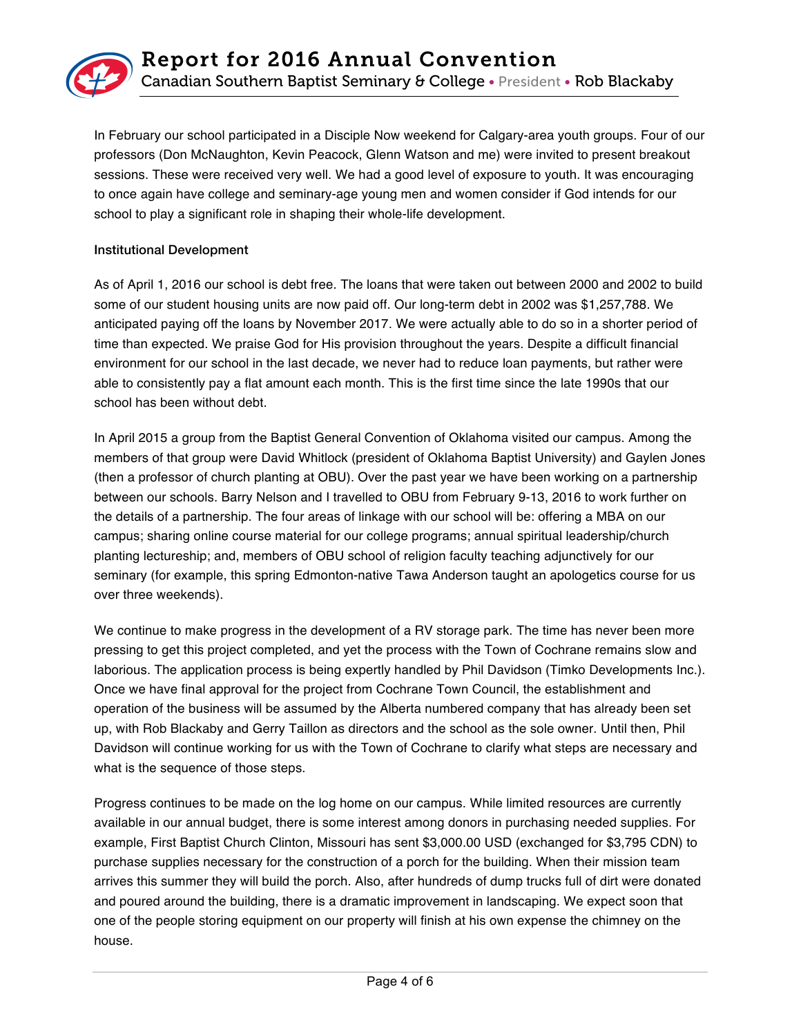In February our school participated in a Disciple Now weekend for Calgary-area youth groups. Four of our professors (Don McNaughton, Kevin Peacock, Glenn Watson and me) were invited to present breakout sessions. These were received very well. We had a good level of exposure to youth. It was encouraging to once again have college and seminary-age young men and women consider if God intends for our school to play a significant role in shaping their whole-life development.

**Institutional Development**

As of April 1, 2016 our school is debt free. The loans that were taken out between 2000 and 2002 to build some of our student housing units are now paid off. Our long-term debt in 2002 was $1,257,788. We anticipated paying off the loans by November 2017. We were actually able to do so in a shorter period of time than expected. We praise God for His provision throughout the years. Despite a difficult financial environment for our school in the last decade, we never had to reduce loan payments, but rather were able to consistently pay a flat amount each month. This is the first time since the late 1990s that our school has been without debt.

In April 2015 a group from the Baptist General Convention of Oklahoma visited our campus. Among the members of that group were David Whitlock (president of Oklahoma Baptist University) and Gaylen Jones (then a professor of church planting at OBU). Over the past year we have been working on a partnership between our schools. Barry Nelson and I travelled to OBU from February 9-13, 2016 to work further on the details of a partnership. The four areas of linkage with our school will be: offering a MBA on our campus; sharing online course material for our college programs; annual spiritual leadership/church planting lectureship; and, members of OBU school of religion faculty teaching adjunctively for our seminary (for example, this spring Edmonton-native Tawa Anderson taught an apologetics course for us over three weekends).

We continue to make progress in the development of a RV storage park. The time has never been more pressing to get this project completed, and yet the process with the Town of Cochrane remains slow and laborious. The application process is being expertly handled by Phil Davidson (Timko Developments Inc.). Once we have final approval for the project from Cochrane Town Council, the establishment and operation of the business will be assumed by the Alberta numbered company that has already been set up, with Rob Blackaby and Gerry Taillon as directors and the school as the sole owner. Until then, Phil Davidson will continue working for us with the Town of Cochrane to clarify what steps are necessary and what is the sequence of those steps.

Progress continues to be made on the log home on our campus. While limited resources are currently available in our annual budget, there is some interest among donors in purchasing needed supplies. For example, First Baptist Church Clinton, Missouri has sent $3,000.00 USD (exchanged for $3,795 CDN) to purchase supplies necessary for the construction of a porch for the building. When their mission team arrives this summer they will build the porch. Also, after hundreds of dump trucks full of dirt were donated and poured around the building, there is a dramatic improvement in landscaping. We expect soon that one of the people storing equipment on our property will finish at his own expense the chimney on the house.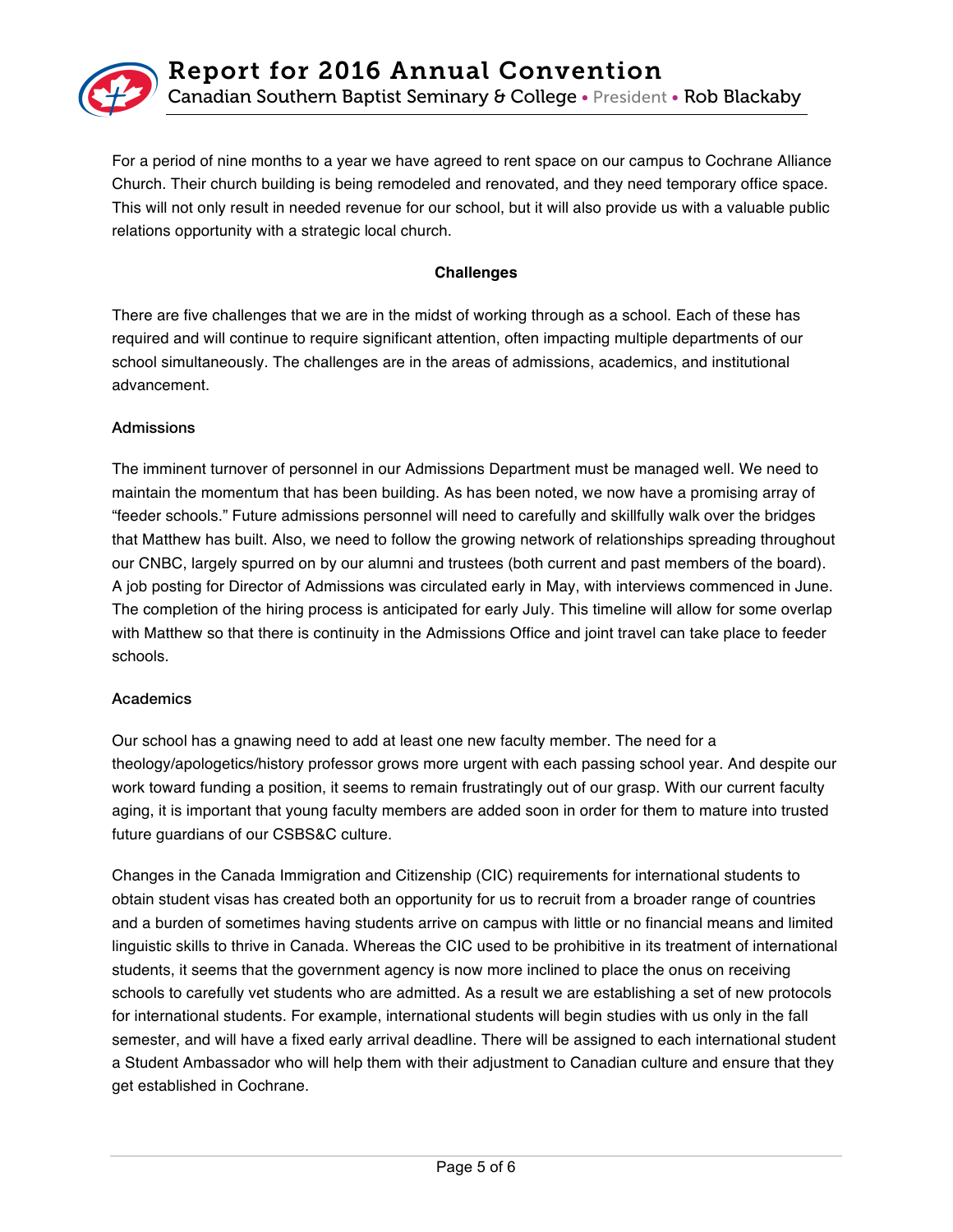For a period of nine months to a year we have agreed to rent space on our campus to Cochrane Alliance Church. Their church building is being remodeled and renovated, and they need temporary office space. This will not only result in needed revenue for our school, but it will also provide us with a valuable public relations opportunity with a strategic local church.

## Challenges

There are five challenges that we are in the midst of working through as a school. Each of these has required and will continue to require significant attention, often impacting multiple departments of our school simultaneously. The challenges are in the areas of admissions, academics, and institutional advancement.

### Admissions

The imminent turnover of personnel in our Admissions Department must be managed well. We need to maintain the momentum that has been building. As has been noted, we now have a promising array of "feeder schools." Future admissions personnel will need to carefully and skillfully walk over the bridges that Matthew has built. Also, we need to follow the growing network of relationships spreading throughout our CNBC, largely spurred on by our alumni and trustees (both current and past members of the board). A job posting for Director of Admissions was circulated early in May, with interviews commenced in June. The completion of the hiring process is anticipated for early July. This timeline will allow for some overlap with Matthew so that there is continuity in the Admissions Office and joint travel can take place to feeder schools.

### Academics

Our school has a gnawing need to add at least one new faculty member. The need for a theology/apologetics/history professor grows more urgent with each passing school year. And despite our work toward funding a position, it seems to remain frustratingly out of our grasp. With our current faculty aging, it is important that young faculty members are added soon in order for them to mature into trusted future guardians of our CSBS&C culture.

Changes in the Canada Immigration and Citizenship (CIC) requirements for international students to obtain student visas has created both an opportunity for us to recruit from a broader range of countries and a burden of sometimes having students arrive on campus with little or no financial means and limited linguistic skills to thrive in Canada. Whereas the CIC used to be prohibitive in its treatment of international students, it seems that the government agency is now more inclined to place the onus on receiving schools to carefully vet students who are admitted. As a result we are establishing a set of new protocols for international students. For example, international students will begin studies with us only in the fall semester, and will have a fixed early arrival deadline. There will be assigned to each international student a Student Ambassador who will help them with their adjustment to Canadian culture and ensure that they get established in Cochrane.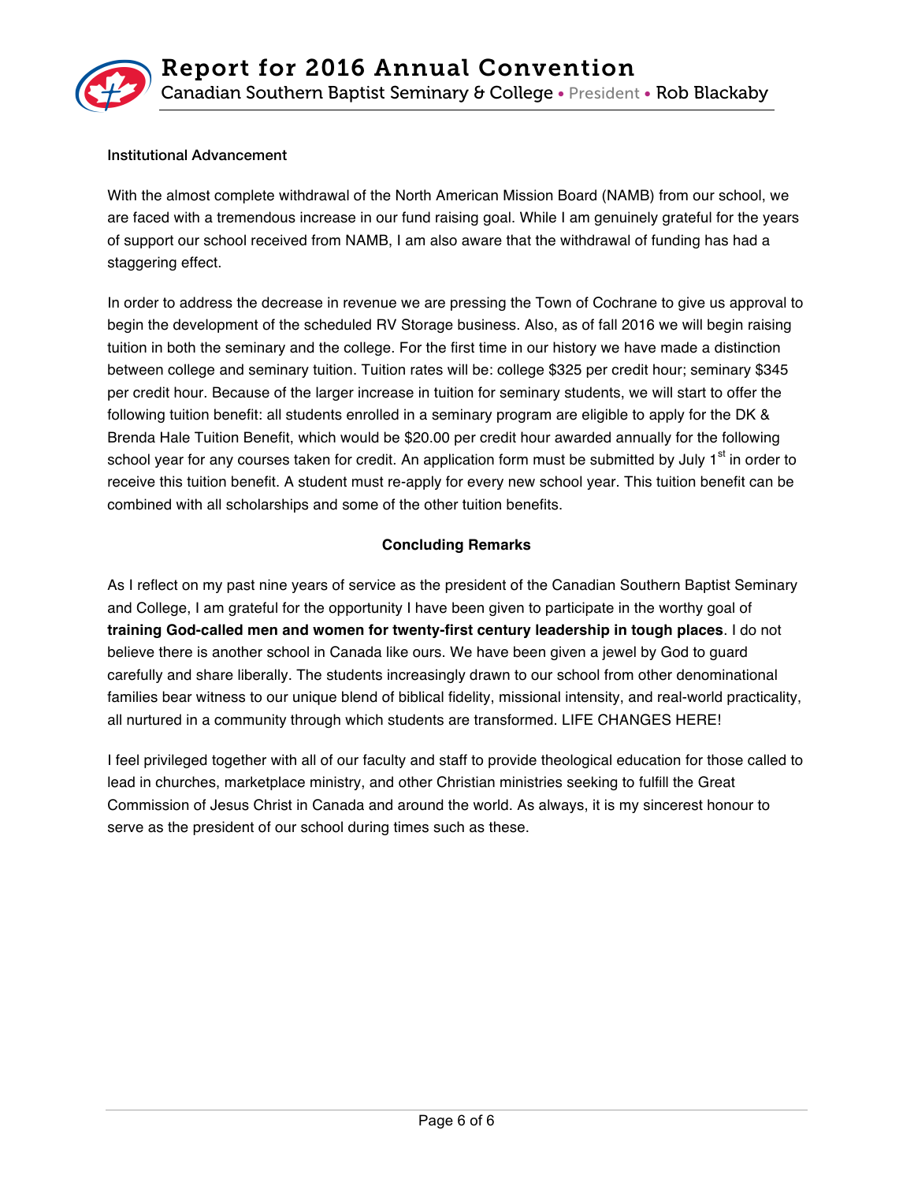### Institutional Advancement

With the almost complete withdrawal of the North American Mission Board (NAMB) from our school, we are faced with a tremendous increase in our fund raising goal. While I am genuinely grateful for the years of support our school received from NAMB, I am also aware that the withdrawal of funding has had a staggering effect.

In order to address the decrease in revenue we are pressing the Town of Cochrane to give us approval to begin the development of the scheduled RV Storage business. Also, as of fall 2016 we will begin raising tuition in both the seminary and the college. For the first time in our history we have made a distinction between college and seminary tuition. Tuition rates will be: college $325 per credit hour; seminary $345 per credit hour. Because of the larger increase in tuition for seminary students, we will start to offer the following tuition benefit: all students enrolled in a seminary program are eligible to apply for the DK & Brenda Hale Tuition Benefit, which would be $20.00 per credit hour awarded annually for the following school year for any courses taken for credit. An application form must be submitted by July 1st in order to receive this tuition benefit. A student must re-apply for every new school year. This tuition benefit can be combined with all scholarships and some of the other tuition benefits.

### Concluding Remarks

As I reflect on my past nine years of service as the president of the Canadian Southern Baptist Seminary and College, I am grateful for the opportunity I have been given to participate in the worthy goal of **training God-called men and women for twenty-first century leadership in tough places**. I do not believe there is another school in Canada like ours. We have been given a jewel by God to guard carefully and share liberally. The students increasingly drawn to our school from other denominational families bear witness to our unique blend of biblical fidelity, missional intensity, and real-world practicality, all nurtured in a community through which students are transformed. LIFE CHANGES HERE!

I feel privileged together with all of our faculty and staff to provide theological education for those called to lead in churches, marketplace ministry, and other Christian ministries seeking to fulfill the Great Commission of Jesus Christ in Canada and around the world. As always, it is my sincerest honour to serve as the president of our school during times such as these.